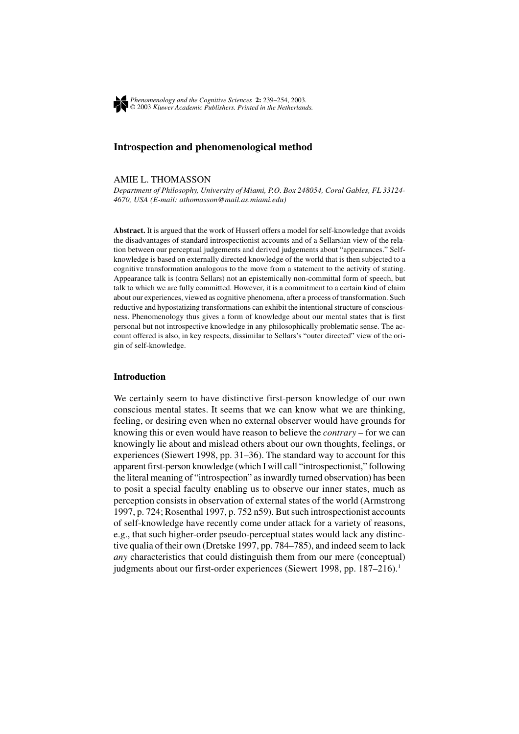## Introspection and phenomenological method

AMIE L. THOMASSON

*Department of Philosophy, University of Miami, P.O. Box 248054, Coral Gables, FL 33124-4670, USA (E-mail: athomasson@mail.as.miami.edu)*

**Abstract.** It is argued that the work of Husserl offers a model for self-knowledge that avoids the disadvantages of standard introspectionist accounts and of a Sellarsian view of the relation between our perceptual judgements and derived judgements about "appearances." Self-knowledge is based on externally directed knowledge of the world that is then subjected to a cognitive transformation analogous to the move from a statement to the activity of stating. Appearance talk is (contra Sellars) not an epistemically non-committal form of speech, but talk to which we are fully committed. However, it is a commitment to a certain kind of claim about our experiences, viewed as cognitive phenomena, after a process of transformation. Such reductive and hypostatizing transformations can exhibit the intentional structure of consciousness. Phenomenology thus gives a form of knowledge about our mental states that is first personal but not introspective knowledge in any philosophically problematic sense. The account offered is also, in key respects, dissimilar to Sellars's "outer directed" view of the origin of self-knowledge.

### Introduction

We certainly seem to have distinctive first-person knowledge of our own conscious mental states. It seems that we can know what we are thinking, feeling, or desiring even when no external observer would have grounds for knowing this or even would have reason to believe the *contrary* – for we can knowingly lie about and mislead others about our own thoughts, feelings, or experiences (Siewert 1998, pp. 31–36). The standard way to account for this apparent first-person knowledge (which I will call "introspectionist," following the literal meaning of "introspection" as inwardly turned observation) has been to posit a special faculty enabling us to observe our inner states, much as perception consists in observation of external states of the world (Armstrong 1997, p. 724; Rosenthal 1997, p. 752 n59). But such introspectionist accounts of self-knowledge have recently come under attack for a variety of reasons, e.g., that such higher-order pseudo-perceptual states would lack any distinctive qualia of their own (Dretske 1997, pp. 784–785), and indeed seem to lack *any* characteristics that could distinguish them from our mere (conceptual) judgments about our first-order experiences (Siewert 1998, pp. 187–216).[1]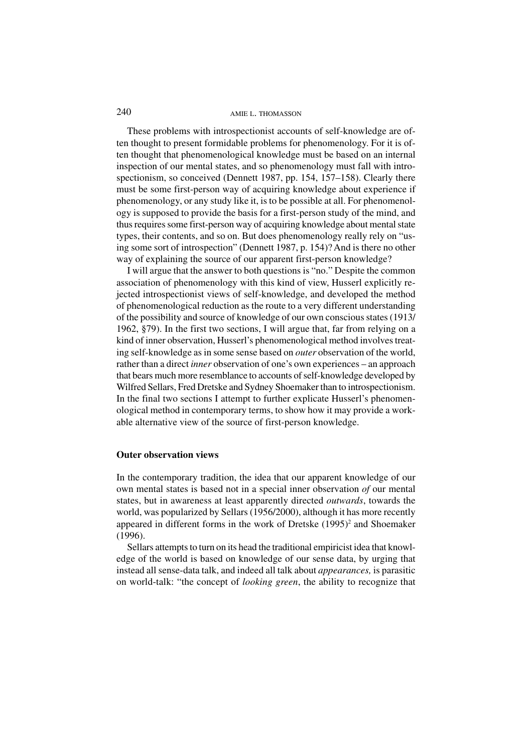These problems with introspectionist accounts of self-knowledge are often thought to present formidable problems for phenomenology. For it is often thought that phenomenological knowledge must be based on an internal inspection of our mental states, and so phenomenology must fall with introspectionism, so conceived (Dennett 1987, pp. 154, 157–158). Clearly there must be some first-person way of acquiring knowledge about experience if phenomenology, or any study like it, is to be possible at all. For phenomenology is supposed to provide the basis for a first-person study of the mind, and thus requires some first-person way of acquiring knowledge about mental state types, their contents, and so on. But does phenomenology really rely on "using some sort of introspection" (Dennett 1987, p. 154)? And is there no other way of explaining the source of our apparent first-person knowledge?

I will argue that the answer to both questions is "no." Despite the common association of phenomenology with this kind of view, Husserl explicitly rejected introspectionist views of self-knowledge, and developed the method of phenomenological reduction as the route to a very different understanding of the possibility and source of knowledge of our own conscious states (1913/1962, §79). In the first two sections, I will argue that, far from relying on a kind of inner observation, Husserl's phenomenological method involves treating self-knowledge as in some sense based on *outer* observation of the world, rather than a direct *inner* observation of one's own experiences – an approach that bears much more resemblance to accounts of self-knowledge developed by Wilfred Sellars, Fred Dretske and Sydney Shoemaker than to introspectionism. In the final two sections I attempt to further explicate Husserl's phenomenological method in contemporary terms, to show how it may provide a workable alternative view of the source of first-person knowledge.

## Outer observation views

In the contemporary tradition, the idea that our apparent knowledge of our own mental states is based not in a special inner observation *of* our mental states, but in awareness at least apparently directed *outwards*, towards the world, was popularized by Sellars (1956/2000), although it has more recently appeared in different forms in the work of Dretske (1995)[2] and Shoemaker (1996).

Sellars attempts to turn on its head the traditional empiricist idea that knowledge of the world is based on knowledge of our sense data, by urging that instead all sense-data talk, and indeed all talk about *appearances,* is parasitic on world-talk: "the concept of *looking green*, the ability to recognize that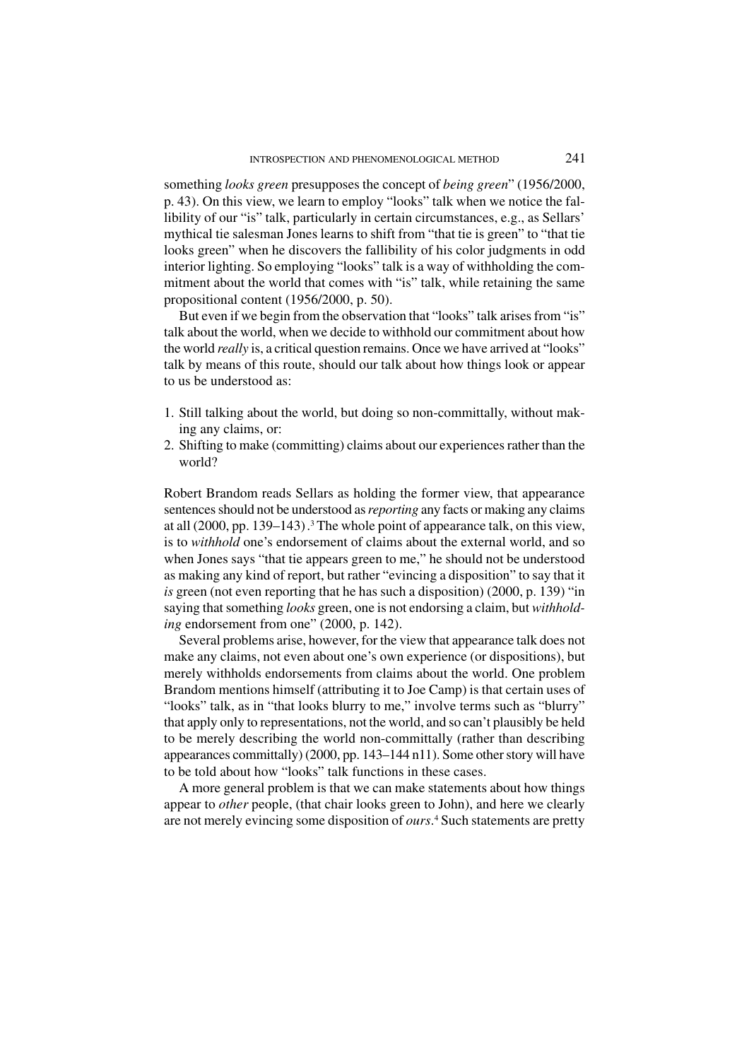something *looks green* presupposes the concept of *being green*" (1956/2000, p. 43). On this view, we learn to employ "looks" talk when we notice the fallibility of our "is" talk, particularly in certain circumstances, e.g., as Sellars' mythical tie salesman Jones learns to shift from "that tie is green" to "that tie looks green" when he discovers the fallibility of his color judgments in odd interior lighting. So employing "looks" talk is a way of withholding the commitment about the world that comes with "is" talk, while retaining the same propositional content (1956/2000, p. 50).

But even if we begin from the observation that "looks" talk arises from "is" talk about the world, when we decide to withhold our commitment about how the world *really* is, a critical question remains. Once we have arrived at "looks" talk by means of this route, should our talk about how things look or appear to us be understood as:

1. Still talking about the world, but doing so non-committally, without making any claims, or:
2. Shifting to make (committing) claims about our experiences rather than the world?

Robert Brandom reads Sellars as holding the former view, that appearance sentences should not be understood as *reporting* any facts or making any claims at all (2000, pp. 139–143).[3] The whole point of appearance talk, on this view, is to *withhold* one's endorsement of claims about the external world, and so when Jones says "that tie appears green to me," he should not be understood as making any kind of report, but rather "evincing a disposition" to say that it *is* green (not even reporting that he has such a disposition) (2000, p. 139) "in saying that something *looks* green, one is not endorsing a claim, but *withholding* endorsement from one" (2000, p. 142).

Several problems arise, however, for the view that appearance talk does not make any claims, not even about one's own experience (or dispositions), but merely withholds endorsements from claims about the world. One problem Brandom mentions himself (attributing it to Joe Camp) is that certain uses of "looks" talk, as in "that looks blurry to me," involve terms such as "blurry" that apply only to representations, not the world, and so can't plausibly be held to be merely describing the world non-committally (rather than describing appearances committally) (2000, pp. 143–144 n11). Some other story will have to be told about how "looks" talk functions in these cases.

A more general problem is that we can make statements about how things appear to *other* people, (that chair looks green to John), and here we clearly are not merely evincing some disposition of *ours*.[4] Such statements are pretty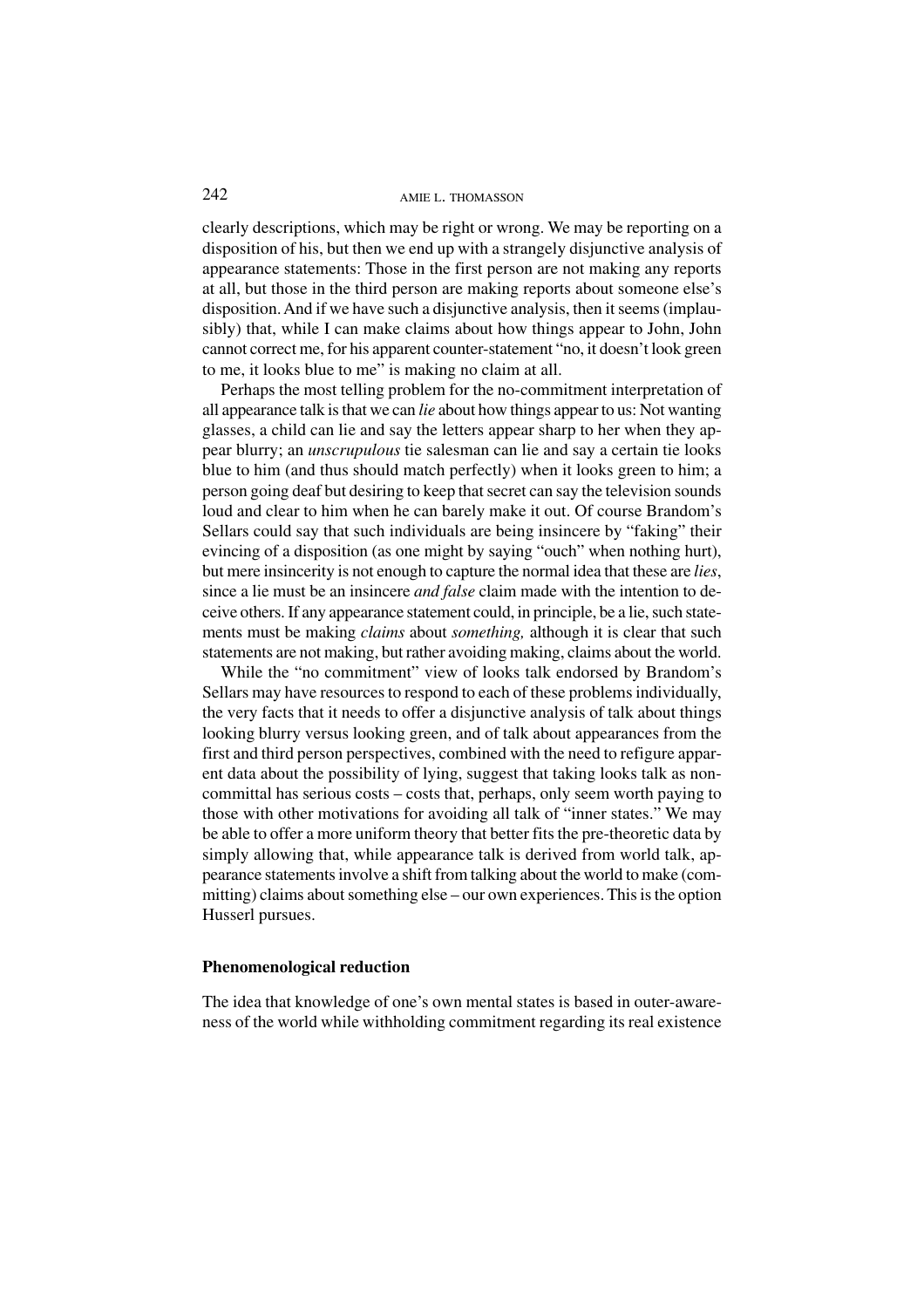clearly descriptions, which may be right or wrong. We may be reporting on a disposition of his, but then we end up with a strangely disjunctive analysis of appearance statements: Those in the first person are not making any reports at all, but those in the third person are making reports about someone else's disposition. And if we have such a disjunctive analysis, then it seems (implausibly) that, while I can make claims about how things appear to John, John cannot correct me, for his apparent counter-statement "no, it doesn't look green to me, it looks blue to me" is making no claim at all.

Perhaps the most telling problem for the no-commitment interpretation of all appearance talk is that we can *lie* about how things appear to us: Not wanting glasses, a child can lie and say the letters appear sharp to her when they appear blurry; an *unscrupulous* tie salesman can lie and say a certain tie looks blue to him (and thus should match perfectly) when it looks green to him; a person going deaf but desiring to keep that secret can say the television sounds loud and clear to him when he can barely make it out. Of course Brandom's Sellars could say that such individuals are being insincere by "faking" their evincing of a disposition (as one might by saying "ouch" when nothing hurt), but mere insincerity is not enough to capture the normal idea that these are *lies*, since a lie must be an insincere *and false* claim made with the intention to deceive others. If any appearance statement could, in principle, be a lie, such statements must be making *claims* about *something,* although it is clear that such statements are not making, but rather avoiding making, claims about the world.

While the "no commitment" view of looks talk endorsed by Brandom's Sellars may have resources to respond to each of these problems individually, the very facts that it needs to offer a disjunctive analysis of talk about things looking blurry versus looking green, and of talk about appearances from the first and third person perspectives, combined with the need to refigure apparent data about the possibility of lying, suggest that taking looks talk as noncommittal has serious costs – costs that, perhaps, only seem worth paying to those with other motivations for avoiding all talk of "inner states." We may be able to offer a more uniform theory that better fits the pre-theoretic data by simply allowing that, while appearance talk is derived from world talk, appearance statements involve a shift from talking about the world to make (committing) claims about something else – our own experiences. This is the option Husserl pursues.

### Phenomenological reduction

The idea that knowledge of one's own mental states is based in outer-awareness of the world while withholding commitment regarding its real existence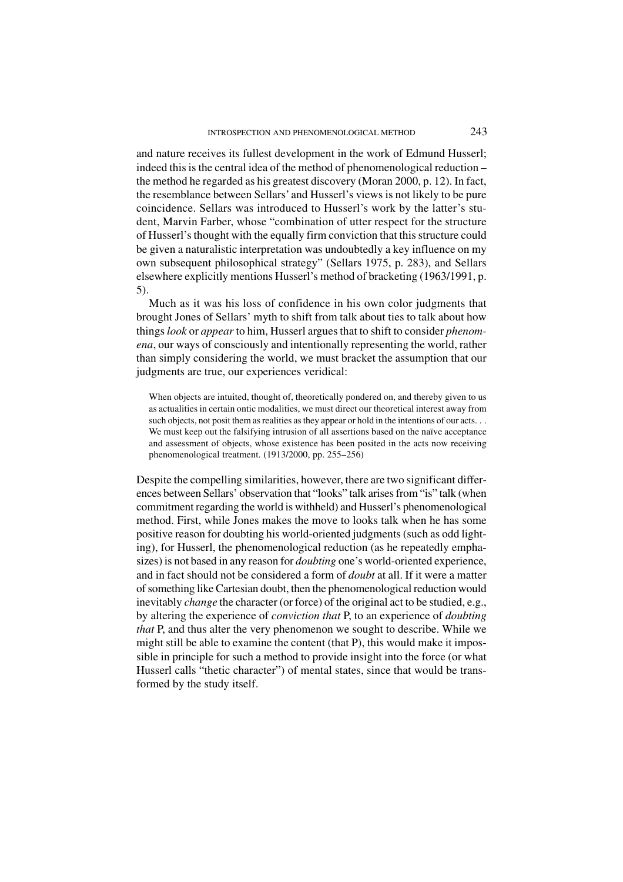and nature receives its fullest development in the work of Edmund Husserl; indeed this is the central idea of the method of phenomenological reduction – the method he regarded as his greatest discovery (Moran 2000, p. 12). In fact, the resemblance between Sellars' and Husserl's views is not likely to be pure coincidence. Sellars was introduced to Husserl's work by the latter's student, Marvin Farber, whose "combination of utter respect for the structure of Husserl's thought with the equally firm conviction that this structure could be given a naturalistic interpretation was undoubtedly a key influence on my own subsequent philosophical strategy" (Sellars 1975, p. 283), and Sellars elsewhere explicitly mentions Husserl's method of bracketing (1963/1991, p. 5).

Much as it was his loss of confidence in his own color judgments that brought Jones of Sellars' myth to shift from talk about ties to talk about how things *look* or *appear* to him, Husserl argues that to shift to consider *phenomena*, our ways of consciously and intentionally representing the world, rather than simply considering the world, we must bracket the assumption that our judgments are true, our experiences veridical:

> When objects are intuited, thought of, theoretically pondered on, and thereby given to us as actualities in certain ontic modalities, we must direct our theoretical interest away from such objects, not posit them as realities as they appear or hold in the intentions of our acts. . . We must keep out the falsifying intrusion of all assertions based on the naïve acceptance and assessment of objects, whose existence has been posited in the acts now receiving phenomenological treatment. (1913/2000, pp. 255–256)

Despite the compelling similarities, however, there are two significant differences between Sellars' observation that "looks" talk arises from "is" talk (when commitment regarding the world is withheld) and Husserl's phenomenological method. First, while Jones makes the move to looks talk when he has some positive reason for doubting his world-oriented judgments (such as odd lighting), for Husserl, the phenomenological reduction (as he repeatedly emphasizes) is not based in any reason for *doubting* one's world-oriented experience, and in fact should not be considered a form of *doubt* at all. If it were a matter of something like Cartesian doubt, then the phenomenological reduction would inevitably *change* the character (or force) of the original act to be studied, e.g., by altering the experience of *conviction that* P, to an experience of *doubting that* P, and thus alter the very phenomenon we sought to describe. While we might still be able to examine the content (that P), this would make it impossible in principle for such a method to provide insight into the force (or what Husserl calls "thetic character") of mental states, since that would be transformed by the study itself.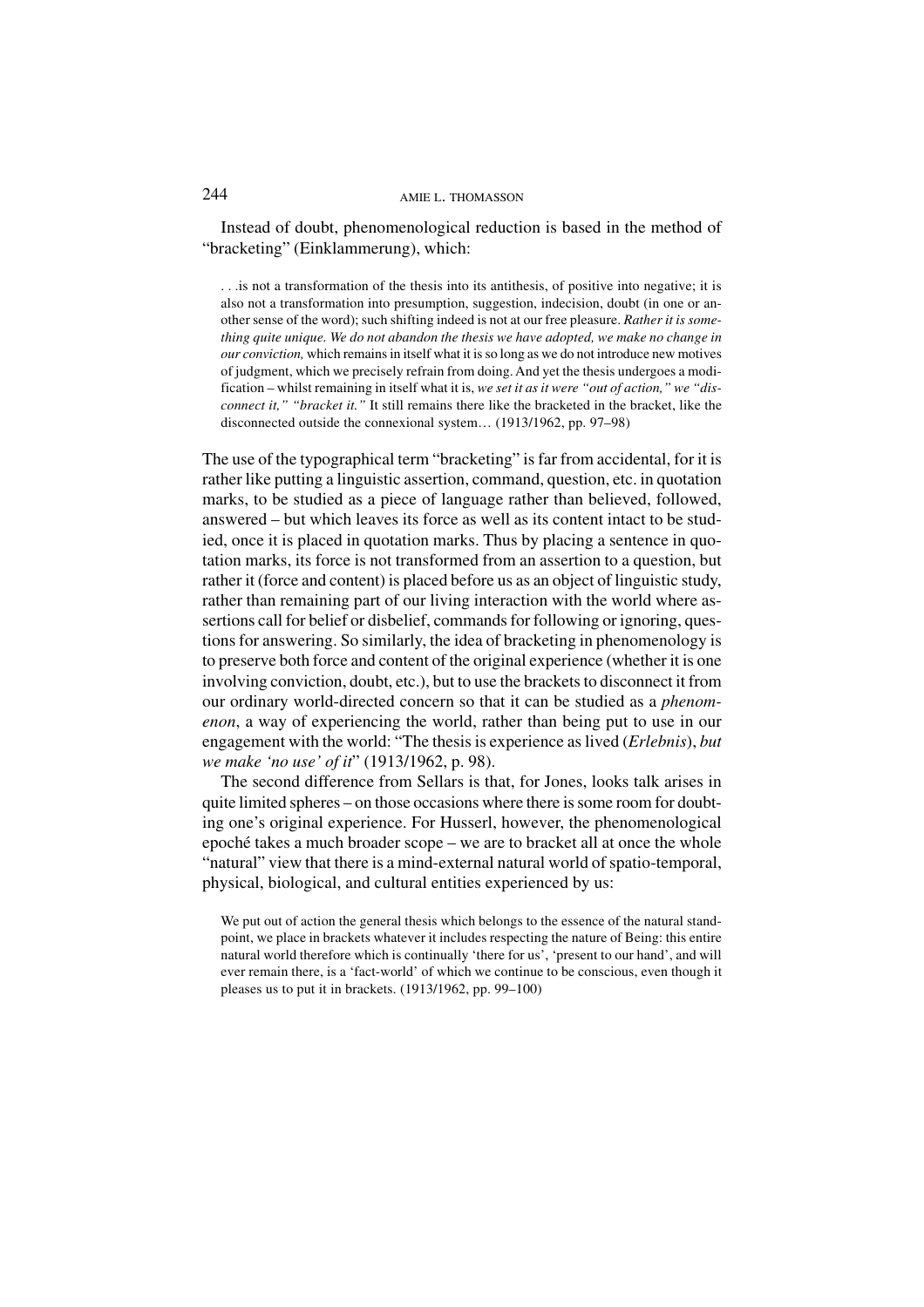Instead of doubt, phenomenological reduction is based in the method of "bracketing" (Einklammerung), which:

> . . .is not a transformation of the thesis into its antithesis, of positive into negative; it is also not a transformation into presumption, suggestion, indecision, doubt (in one or another sense of the word); such shifting indeed is not at our free pleasure. *Rather it is something quite unique. We do not abandon the thesis we have adopted, we make no change in our conviction,* which remains in itself what it is so long as we do not introduce new motives of judgment, which we precisely refrain from doing. And yet the thesis undergoes a modification – whilst remaining in itself what it is, *we set it as it were "out of action," we "disconnect it," "bracket it."* It still remains there like the bracketed in the bracket, like the disconnected outside the connexional system… (1913/1962, pp. 97–98)

The use of the typographical term "bracketing" is far from accidental, for it is rather like putting a linguistic assertion, command, question, etc. in quotation marks, to be studied as a piece of language rather than believed, followed, answered – but which leaves its force as well as its content intact to be studied, once it is placed in quotation marks. Thus by placing a sentence in quotation marks, its force is not transformed from an assertion to a question, but rather it (force and content) is placed before us as an object of linguistic study, rather than remaining part of our living interaction with the world where assertions call for belief or disbelief, commands for following or ignoring, questions for answering. So similarly, the idea of bracketing in phenomenology is to preserve both force and content of the original experience (whether it is one involving conviction, doubt, etc.), but to use the brackets to disconnect it from our ordinary world-directed concern so that it can be studied as a *phenomenon*, a way of experiencing the world, rather than being put to use in our engagement with the world: "The thesis is experience as lived (*Erlebnis*), *but we make 'no use' of it*" (1913/1962, p. 98).

The second difference from Sellars is that, for Jones, looks talk arises in quite limited spheres – on those occasions where there is some room for doubting one's original experience. For Husserl, however, the phenomenological epoché takes a much broader scope – we are to bracket all at once the whole "natural" view that there is a mind-external natural world of spatio-temporal, physical, biological, and cultural entities experienced by us:

> We put out of action the general thesis which belongs to the essence of the natural standpoint, we place in brackets whatever it includes respecting the nature of Being: this entire natural world therefore which is continually 'there for us', 'present to our hand', and will ever remain there, is a 'fact-world' of which we continue to be conscious, even though it pleases us to put it in brackets. (1913/1962, pp. 99–100)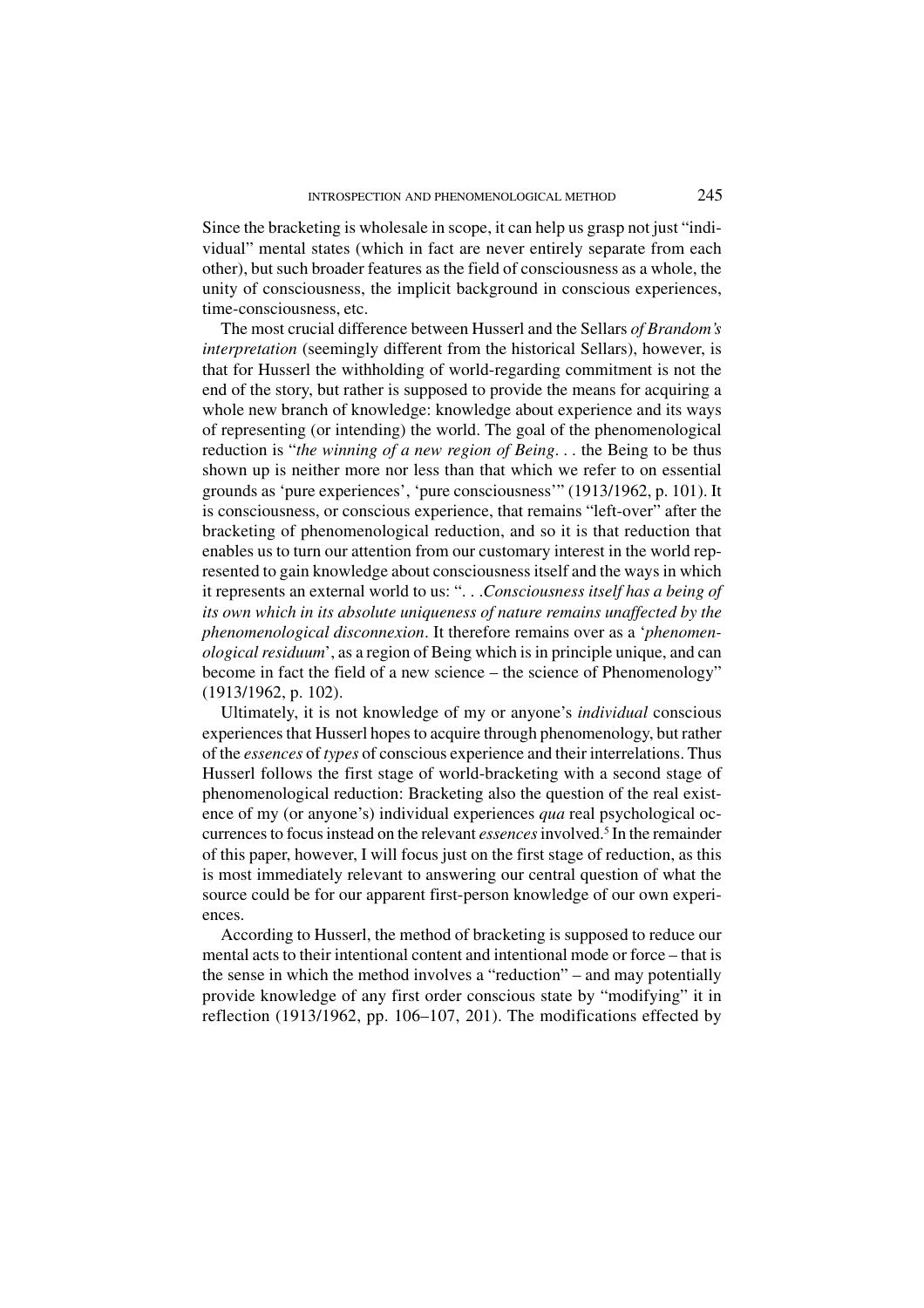Since the bracketing is wholesale in scope, it can help us grasp not just "individual" mental states (which in fact are never entirely separate from each other), but such broader features as the field of consciousness as a whole, the unity of consciousness, the implicit background in conscious experiences, time-consciousness, etc.

The most crucial difference between Husserl and the Sellars *of Brandom's interpretation* (seemingly different from the historical Sellars), however, is that for Husserl the withholding of world-regarding commitment is not the end of the story, but rather is supposed to provide the means for acquiring a whole new branch of knowledge: knowledge about experience and its ways of representing (or intending) the world. The goal of the phenomenological reduction is "*the winning of a new region of Being*. . . the Being to be thus shown up is neither more nor less than that which we refer to on essential grounds as 'pure experiences', 'pure consciousness'" (1913/1962, p. 101). It is consciousness, or conscious experience, that remains "left-over" after the bracketing of phenomenological reduction, and so it is that reduction that enables us to turn our attention from our customary interest in the world represented to gain knowledge about consciousness itself and the ways in which it represents an external world to us: ". . .*Consciousness itself has a being of its own which in its absolute uniqueness of nature remains unaffected by the phenomenological disconnexion*. It therefore remains over as a '*phenomenological residuum*', as a region of Being which is in principle unique, and can become in fact the field of a new science – the science of Phenomenology" (1913/1962, p. 102).

Ultimately, it is not knowledge of my or anyone's *individual* conscious experiences that Husserl hopes to acquire through phenomenology, but rather of the *essences* of *types* of conscious experience and their interrelations. Thus Husserl follows the first stage of world-bracketing with a second stage of phenomenological reduction: Bracketing also the question of the real existence of my (or anyone's) individual experiences *qua* real psychological occurrences to focus instead on the relevant *essences* involved.[5] In the remainder of this paper, however, I will focus just on the first stage of reduction, as this is most immediately relevant to answering our central question of what the source could be for our apparent first-person knowledge of our own experiences.

According to Husserl, the method of bracketing is supposed to reduce our mental acts to their intentional content and intentional mode or force – that is the sense in which the method involves a "reduction" – and may potentially provide knowledge of any first order conscious state by "modifying" it in reflection (1913/1962, pp. 106–107, 201). The modifications effected by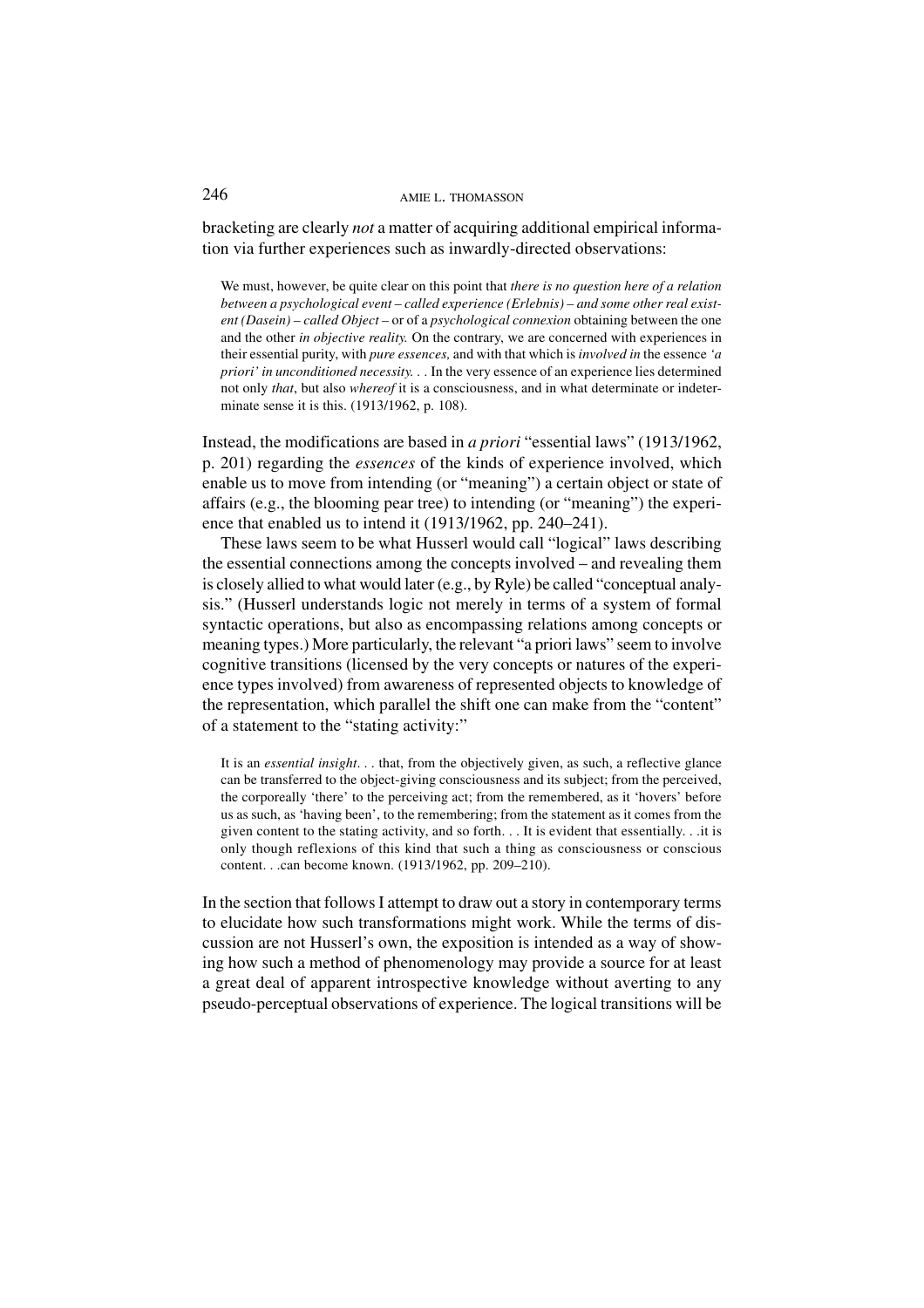bracketing are clearly *not* a matter of acquiring additional empirical information via further experiences such as inwardly-directed observations:

> We must, however, be quite clear on this point that *there is no question here of a relation between a psychological event – called experience (Erlebnis) – and some other real existent (Dasein) – called Object* – or of a *psychological connexion* obtaining between the one and the other *in objective reality.* On the contrary, we are concerned with experiences in their essential purity, with *pure essences,* and with that which is *involved in* the essence *'a priori' in unconditioned necessity.* . . In the very essence of an experience lies determined not only *that*, but also *whereof* it is a consciousness, and in what determinate or indeterminate sense it is this. (1913/1962, p. 108).

Instead, the modifications are based in *a priori* "essential laws" (1913/1962, p. 201) regarding the *essences* of the kinds of experience involved, which enable us to move from intending (or "meaning") a certain object or state of affairs (e.g., the blooming pear tree) to intending (or "meaning") the experience that enabled us to intend it (1913/1962, pp. 240–241).

These laws seem to be what Husserl would call "logical" laws describing the essential connections among the concepts involved – and revealing them is closely allied to what would later (e.g., by Ryle) be called "conceptual analysis." (Husserl understands logic not merely in terms of a system of formal syntactic operations, but also as encompassing relations among concepts or meaning types.) More particularly, the relevant "a priori laws" seem to involve cognitive transitions (licensed by the very concepts or natures of the experience types involved) from awareness of represented objects to knowledge of the representation, which parallel the shift one can make from the "content" of a statement to the "stating activity:"

> It is an *essential insight*. . . that, from the objectively given, as such, a reflective glance can be transferred to the object-giving consciousness and its subject; from the perceived, the corporeally 'there' to the perceiving act; from the remembered, as it 'hovers' before us as such, as 'having been', to the remembering; from the statement as it comes from the given content to the stating activity, and so forth. . . It is evident that essentially. . .it is only though reflexions of this kind that such a thing as consciousness or conscious content. . .can become known. (1913/1962, pp. 209–210).

In the section that follows I attempt to draw out a story in contemporary terms to elucidate how such transformations might work. While the terms of discussion are not Husserl's own, the exposition is intended as a way of showing how such a method of phenomenology may provide a source for at least a great deal of apparent introspective knowledge without averting to any pseudo-perceptual observations of experience. The logical transitions will be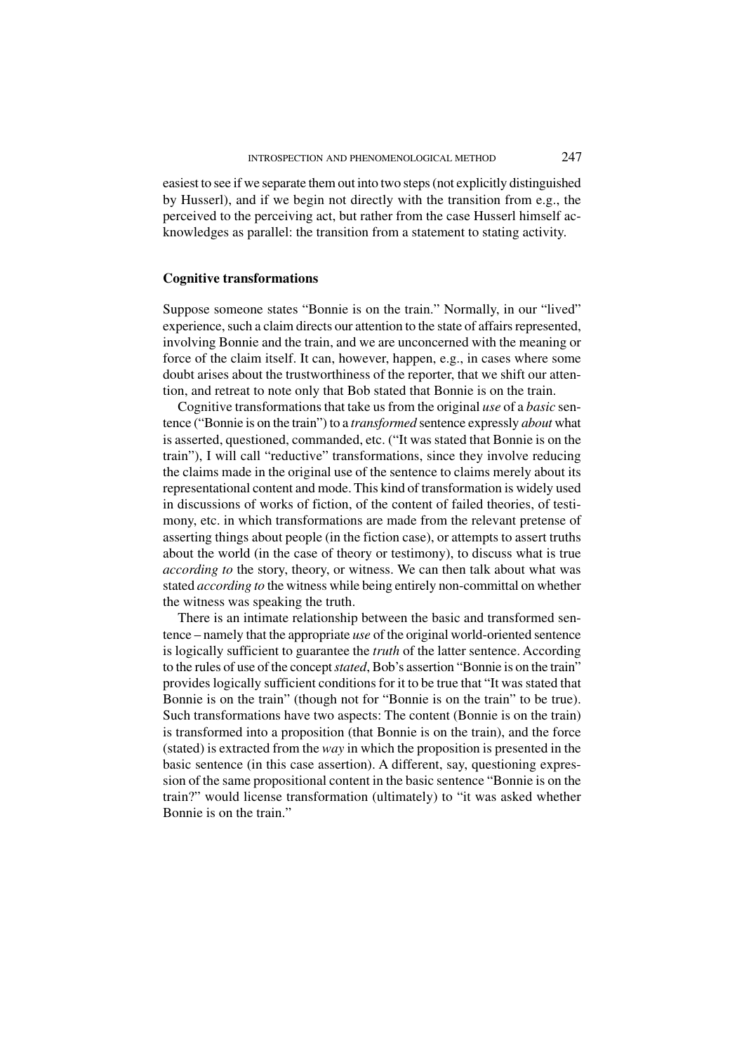easiest to see if we separate them out into two steps (not explicitly distinguished by Husserl), and if we begin not directly with the transition from e.g., the perceived to the perceiving act, but rather from the case Husserl himself acknowledges as parallel: the transition from a statement to stating activity.

## Cognitive transformations

Suppose someone states "Bonnie is on the train." Normally, in our "lived" experience, such a claim directs our attention to the state of affairs represented, involving Bonnie and the train, and we are unconcerned with the meaning or force of the claim itself. It can, however, happen, e.g., in cases where some doubt arises about the trustworthiness of the reporter, that we shift our attention, and retreat to note only that Bob stated that Bonnie is on the train.

Cognitive transformations that take us from the original *use* of a *basic* sentence ("Bonnie is on the train") to a *transformed* sentence expressly *about* what is asserted, questioned, commanded, etc. ("It was stated that Bonnie is on the train"), I will call "reductive" transformations, since they involve reducing the claims made in the original use of the sentence to claims merely about its representational content and mode. This kind of transformation is widely used in discussions of works of fiction, of the content of failed theories, of testimony, etc. in which transformations are made from the relevant pretense of asserting things about people (in the fiction case), or attempts to assert truths about the world (in the case of theory or testimony), to discuss what is true *according to* the story, theory, or witness. We can then talk about what was stated *according to* the witness while being entirely non-committal on whether the witness was speaking the truth.

There is an intimate relationship between the basic and transformed sentence – namely that the appropriate *use* of the original world-oriented sentence is logically sufficient to guarantee the *truth* of the latter sentence. According to the rules of use of the concept *stated*, Bob's assertion "Bonnie is on the train" provides logically sufficient conditions for it to be true that "It was stated that Bonnie is on the train" (though not for "Bonnie is on the train" to be true). Such transformations have two aspects: The content (Bonnie is on the train) is transformed into a proposition (that Bonnie is on the train), and the force (stated) is extracted from the *way* in which the proposition is presented in the basic sentence (in this case assertion). A different, say, questioning expression of the same propositional content in the basic sentence "Bonnie is on the train?" would license transformation (ultimately) to "it was asked whether Bonnie is on the train."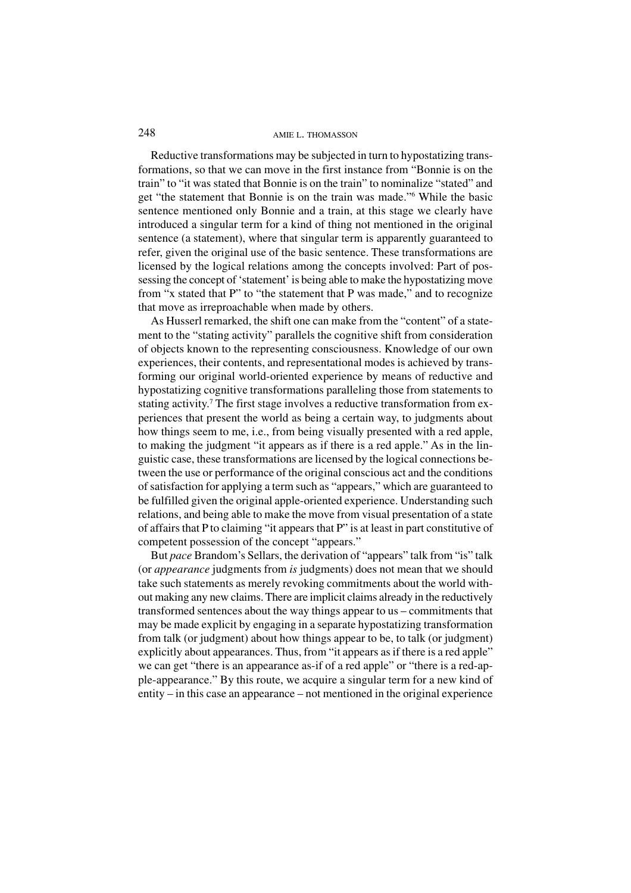Reductive transformations may be subjected in turn to hypostatizing transformations, so that we can move in the first instance from "Bonnie is on the train" to "it was stated that Bonnie is on the train" to nominalize "stated" and get "the statement that Bonnie is on the train was made."[6] While the basic sentence mentioned only Bonnie and a train, at this stage we clearly have introduced a singular term for a kind of thing not mentioned in the original sentence (a statement), where that singular term is apparently guaranteed to refer, given the original use of the basic sentence. These transformations are licensed by the logical relations among the concepts involved: Part of possessing the concept of 'statement' is being able to make the hypostatizing move from "x stated that P" to "the statement that P was made," and to recognize that move as irreproachable when made by others.

As Husserl remarked, the shift one can make from the "content" of a statement to the "stating activity" parallels the cognitive shift from consideration of objects known to the representing consciousness. Knowledge of our own experiences, their contents, and representational modes is achieved by transforming our original world-oriented experience by means of reductive and hypostatizing cognitive transformations paralleling those from statements to stating activity.[7] The first stage involves a reductive transformation from experiences that present the world as being a certain way, to judgments about how things seem to me, i.e., from being visually presented with a red apple, to making the judgment "it appears as if there is a red apple." As in the linguistic case, these transformations are licensed by the logical connections between the use or performance of the original conscious act and the conditions of satisfaction for applying a term such as "appears," which are guaranteed to be fulfilled given the original apple-oriented experience. Understanding such relations, and being able to make the move from visual presentation of a state of affairs that P to claiming "it appears that P" is at least in part constitutive of competent possession of the concept "appears."

But *pace* Brandom's Sellars, the derivation of "appears" talk from "is" talk (or *appearance* judgments from *is* judgments) does not mean that we should take such statements as merely revoking commitments about the world without making any new claims. There are implicit claims already in the reductively transformed sentences about the way things appear to us – commitments that may be made explicit by engaging in a separate hypostatizing transformation from talk (or judgment) about how things appear to be, to talk (or judgment) explicitly about appearances. Thus, from "it appears as if there is a red apple" we can get "there is an appearance as-if of a red apple" or "there is a red-apple-appearance." By this route, we acquire a singular term for a new kind of entity – in this case an appearance – not mentioned in the original experience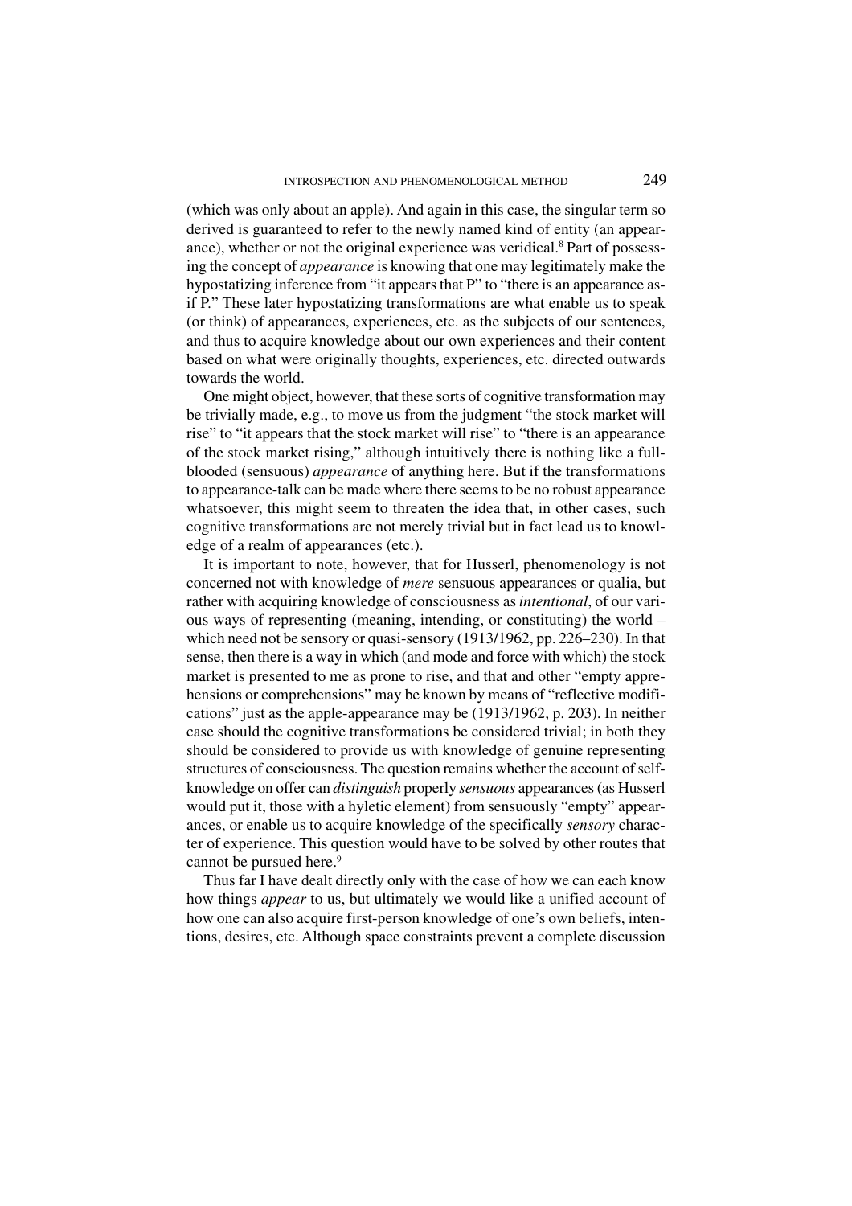(which was only about an apple). And again in this case, the singular term so derived is guaranteed to refer to the newly named kind of entity (an appearance), whether or not the original experience was veridical.[8] Part of possessing the concept of *appearance* is knowing that one may legitimately make the hypostatizing inference from "it appears that P" to "there is an appearance as-if P." These later hypostatizing transformations are what enable us to speak (or think) of appearances, experiences, etc. as the subjects of our sentences, and thus to acquire knowledge about our own experiences and their content based on what were originally thoughts, experiences, etc. directed outwards towards the world.

One might object, however, that these sorts of cognitive transformation may be trivially made, e.g., to move us from the judgment "the stock market will rise" to "it appears that the stock market will rise" to "there is an appearance of the stock market rising," although intuitively there is nothing like a full-blooded (sensuous) *appearance* of anything here. But if the transformations to appearance-talk can be made where there seems to be no robust appearance whatsoever, this might seem to threaten the idea that, in other cases, such cognitive transformations are not merely trivial but in fact lead us to knowledge of a realm of appearances (etc.).

It is important to note, however, that for Husserl, phenomenology is not concerned not with knowledge of *mere* sensuous appearances or qualia, but rather with acquiring knowledge of consciousness as *intentional*, of our various ways of representing (meaning, intending, or constituting) the world – which need not be sensory or quasi-sensory (1913/1962, pp. 226–230). In that sense, then there is a way in which (and mode and force with which) the stock market is presented to me as prone to rise, and that and other "empty apprehensions or comprehensions" may be known by means of "reflective modifications" just as the apple-appearance may be (1913/1962, p. 203). In neither case should the cognitive transformations be considered trivial; in both they should be considered to provide us with knowledge of genuine representing structures of consciousness. The question remains whether the account of self-knowledge on offer can *distinguish* properly *sensuous* appearances (as Husserl would put it, those with a hyletic element) from sensuously "empty" appearances, or enable us to acquire knowledge of the specifically *sensory* character of experience. This question would have to be solved by other routes that cannot be pursued here.[9]

Thus far I have dealt directly only with the case of how we can each know how things *appear* to us, but ultimately we would like a unified account of how one can also acquire first-person knowledge of one's own beliefs, intentions, desires, etc. Although space constraints prevent a complete discussion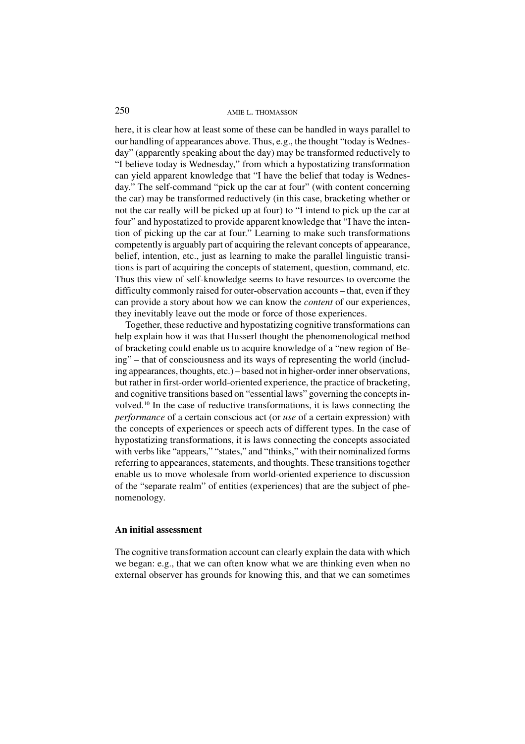here, it is clear how at least some of these can be handled in ways parallel to our handling of appearances above. Thus, e.g., the thought "today is Wednesday" (apparently speaking about the day) may be transformed reductively to "I believe today is Wednesday," from which a hypostatizing transformation can yield apparent knowledge that "I have the belief that today is Wednesday." The self-command "pick up the car at four" (with content concerning the car) may be transformed reductively (in this case, bracketing whether or not the car really will be picked up at four) to "I intend to pick up the car at four" and hypostatized to provide apparent knowledge that "I have the intention of picking up the car at four." Learning to make such transformations competently is arguably part of acquiring the relevant concepts of appearance, belief, intention, etc., just as learning to make the parallel linguistic transitions is part of acquiring the concepts of statement, question, command, etc. Thus this view of self-knowledge seems to have resources to overcome the difficulty commonly raised for outer-observation accounts – that, even if they can provide a story about how we can know the *content* of our experiences, they inevitably leave out the mode or force of those experiences.

Together, these reductive and hypostatizing cognitive transformations can help explain how it was that Husserl thought the phenomenological method of bracketing could enable us to acquire knowledge of a "new region of Being" – that of consciousness and its ways of representing the world (including appearances, thoughts, etc.) – based not in higher-order inner observations, but rather in first-order world-oriented experience, the practice of bracketing, and cognitive transitions based on "essential laws" governing the concepts involved.[10] In the case of reductive transformations, it is laws connecting the *performance* of a certain conscious act (or *use* of a certain expression) with the concepts of experiences or speech acts of different types. In the case of hypostatizing transformations, it is laws connecting the concepts associated with verbs like "appears," "states," and "thinks," with their nominalized forms referring to appearances, statements, and thoughts. These transitions together enable us to move wholesale from world-oriented experience to discussion of the "separate realm" of entities (experiences) that are the subject of phenomenology.

### An initial assessment

The cognitive transformation account can clearly explain the data with which we began: e.g., that we can often know what we are thinking even when no external observer has grounds for knowing this, and that we can sometimes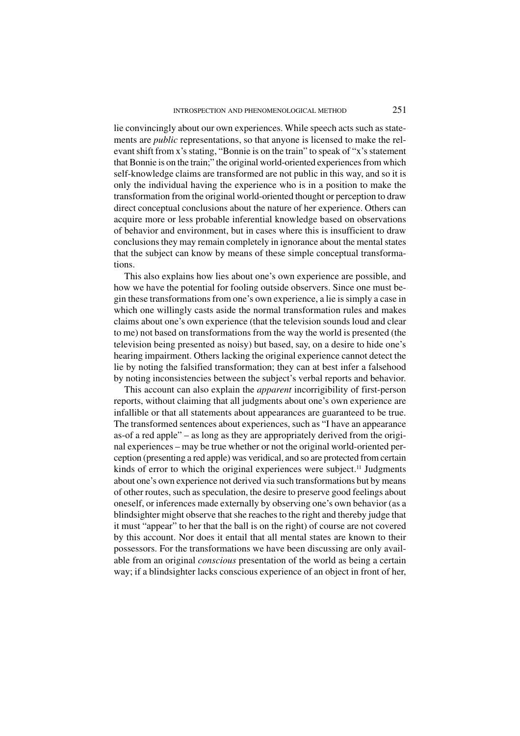lie convincingly about our own experiences. While speech acts such as statements are *public* representations, so that anyone is licensed to make the relevant shift from x's stating, "Bonnie is on the train" to speak of "x's statement that Bonnie is on the train;" the original world-oriented experiences from which self-knowledge claims are transformed are not public in this way, and so it is only the individual having the experience who is in a position to make the transformation from the original world-oriented thought or perception to draw direct conceptual conclusions about the nature of her experience. Others can acquire more or less probable inferential knowledge based on observations of behavior and environment, but in cases where this is insufficient to draw conclusions they may remain completely in ignorance about the mental states that the subject can know by means of these simple conceptual transformations.

This also explains how lies about one's own experience are possible, and how we have the potential for fooling outside observers. Since one must begin these transformations from one's own experience, a lie is simply a case in which one willingly casts aside the normal transformation rules and makes claims about one's own experience (that the television sounds loud and clear to me) not based on transformations from the way the world is presented (the television being presented as noisy) but based, say, on a desire to hide one's hearing impairment. Others lacking the original experience cannot detect the lie by noting the falsified transformation; they can at best infer a falsehood by noting inconsistencies between the subject's verbal reports and behavior.

This account can also explain the *apparent* incorrigibility of first-person reports, without claiming that all judgments about one's own experience are infallible or that all statements about appearances are guaranteed to be true. The transformed sentences about experiences, such as "I have an appearance as-of a red apple" – as long as they are appropriately derived from the original experiences – may be true whether or not the original world-oriented perception (presenting a red apple) was veridical, and so are protected from certain kinds of error to which the original experiences were subject.[11] Judgments about one's own experience not derived via such transformations but by means of other routes, such as speculation, the desire to preserve good feelings about oneself, or inferences made externally by observing one's own behavior (as a blindsighter might observe that she reaches to the right and thereby judge that it must "appear" to her that the ball is on the right) of course are not covered by this account. Nor does it entail that all mental states are known to their possessors. For the transformations we have been discussing are only available from an original *conscious* presentation of the world as being a certain way; if a blindsighter lacks conscious experience of an object in front of her,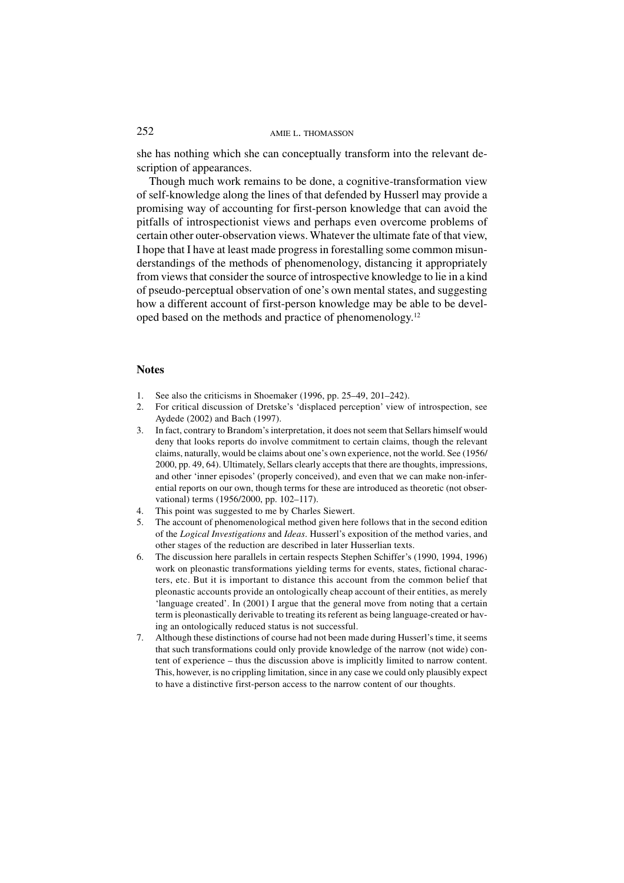she has nothing which she can conceptually transform into the relevant description of appearances.

Though much work remains to be done, a cognitive-transformation view of self-knowledge along the lines of that defended by Husserl may provide a promising way of accounting for first-person knowledge that can avoid the pitfalls of introspectionist views and perhaps even overcome problems of certain other outer-observation views. Whatever the ultimate fate of that view, I hope that I have at least made progress in forestalling some common misunderstandings of the methods of phenomenology, distancing it appropriately from views that consider the source of introspective knowledge to lie in a kind of pseudo-perceptual observation of one's own mental states, and suggesting how a different account of first-person knowledge may be able to be developed based on the methods and practice of phenomenology.[12]

## Notes

1. See also the criticisms in Shoemaker (1996, pp. 25–49, 201–242).
2. For critical discussion of Dretske's 'displaced perception' view of introspection, see Aydede (2002) and Bach (1997).
3. In fact, contrary to Brandom's interpretation, it does not seem that Sellars himself would deny that looks reports do involve commitment to certain claims, though the relevant claims, naturally, would be claims about one's own experience, not the world. See (1956/2000, pp. 49, 64). Ultimately, Sellars clearly accepts that there are thoughts, impressions, and other 'inner episodes' (properly conceived), and even that we can make non-inferential reports on our own, though terms for these are introduced as theoretic (not observational) terms (1956/2000, pp. 102–117).
4. This point was suggested to me by Charles Siewert.
5. The account of phenomenological method given here follows that in the second edition of the *Logical Investigations* and *Ideas*. Husserl's exposition of the method varies, and other stages of the reduction are described in later Husserlian texts.
6. The discussion here parallels in certain respects Stephen Schiffer's (1990, 1994, 1996) work on pleonastic transformations yielding terms for events, states, fictional characters, etc. But it is important to distance this account from the common belief that pleonastic accounts provide an ontologically cheap account of their entities, as merely 'language created'. In (2001) I argue that the general move from noting that a certain term is pleonastically derivable to treating its referent as being language-created or having an ontologically reduced status is not successful.
7. Although these distinctions of course had not been made during Husserl's time, it seems that such transformations could only provide knowledge of the narrow (not wide) content of experience – thus the discussion above is implicitly limited to narrow content. This, however, is no crippling limitation, since in any case we could only plausibly expect to have a distinctive first-person access to the narrow content of our thoughts.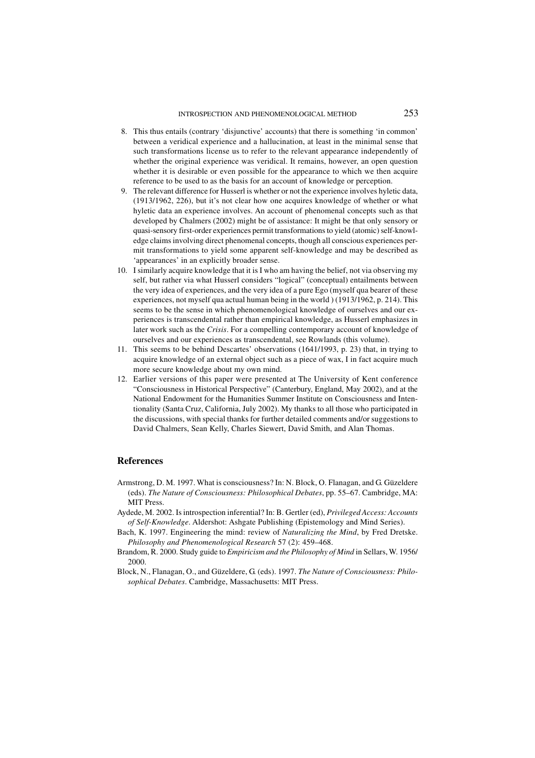8. This thus entails (contrary 'disjunctive' accounts) that there is something 'in common' between a veridical experience and a hallucination, at least in the minimal sense that such transformations license us to refer to the relevant appearance independently of whether the original experience was veridical. It remains, however, an open question whether it is desirable or even possible for the appearance to which we then acquire reference to be used to as the basis for an account of knowledge or perception.
9. The relevant difference for Husserl is whether or not the experience involves hyletic data, (1913/1962, 226), but it's not clear how one acquires knowledge of whether or what hyletic data an experience involves. An account of phenomenal concepts such as that developed by Chalmers (2002) might be of assistance: It might be that only sensory or quasi-sensory first-order experiences permit transformations to yield (atomic) self-knowledge claims involving direct phenomenal concepts, though all conscious experiences permit transformations to yield some apparent self-knowledge and may be described as 'appearances' in an explicitly broader sense.
10. I similarly acquire knowledge that it is I who am having the belief, not via observing my self, but rather via what Husserl considers "logical" (conceptual) entailments between the very idea of experiences, and the very idea of a pure Ego (myself qua bearer of these experiences, not myself qua actual human being in the world ) (1913/1962, p. 214). This seems to be the sense in which phenomenological knowledge of ourselves and our experiences is transcendental rather than empirical knowledge, as Husserl emphasizes in later work such as the *Crisis*. For a compelling contemporary account of knowledge of ourselves and our experiences as transcendental, see Rowlands (this volume).
11. This seems to be behind Descartes' observations (1641/1993, p. 23) that, in trying to acquire knowledge of an external object such as a piece of wax, I in fact acquire much more secure knowledge about my own mind.
12. Earlier versions of this paper were presented at The University of Kent conference "Consciousness in Historical Perspective" (Canterbury, England, May 2002), and at the National Endowment for the Humanities Summer Institute on Consciousness and Intentionality (Santa Cruz, California, July 2002). My thanks to all those who participated in the discussions, with special thanks for further detailed comments and/or suggestions to David Chalmers, Sean Kelly, Charles Siewert, David Smith, and Alan Thomas.

## References

Armstrong, D. M. 1997. What is consciousness? In: N. Block, O. Flanagan, and G. Güzeldere (eds). *The Nature of Consciousness: Philosophical Debates*, pp. 55–67. Cambridge, MA: MIT Press.

Aydede, M. 2002. Is introspection inferential? In: B. Gertler (ed), *Privileged Access: Accounts of Self-Knowledge*. Aldershot: Ashgate Publishing (Epistemology and Mind Series).

Bach, K. 1997. Engineering the mind: review of *Naturalizing the Mind*, by Fred Dretske. *Philosophy and Phenomenological Research* 57 (2): 459–468.

Brandom, R. 2000. Study guide to *Empiricism and the Philosophy of Mind* in Sellars, W. 1956/2000.

Block, N., Flanagan, O., and Güzeldere, G. (eds). 1997. *The Nature of Consciousness: Philosophical Debates*. Cambridge, Massachusetts: MIT Press.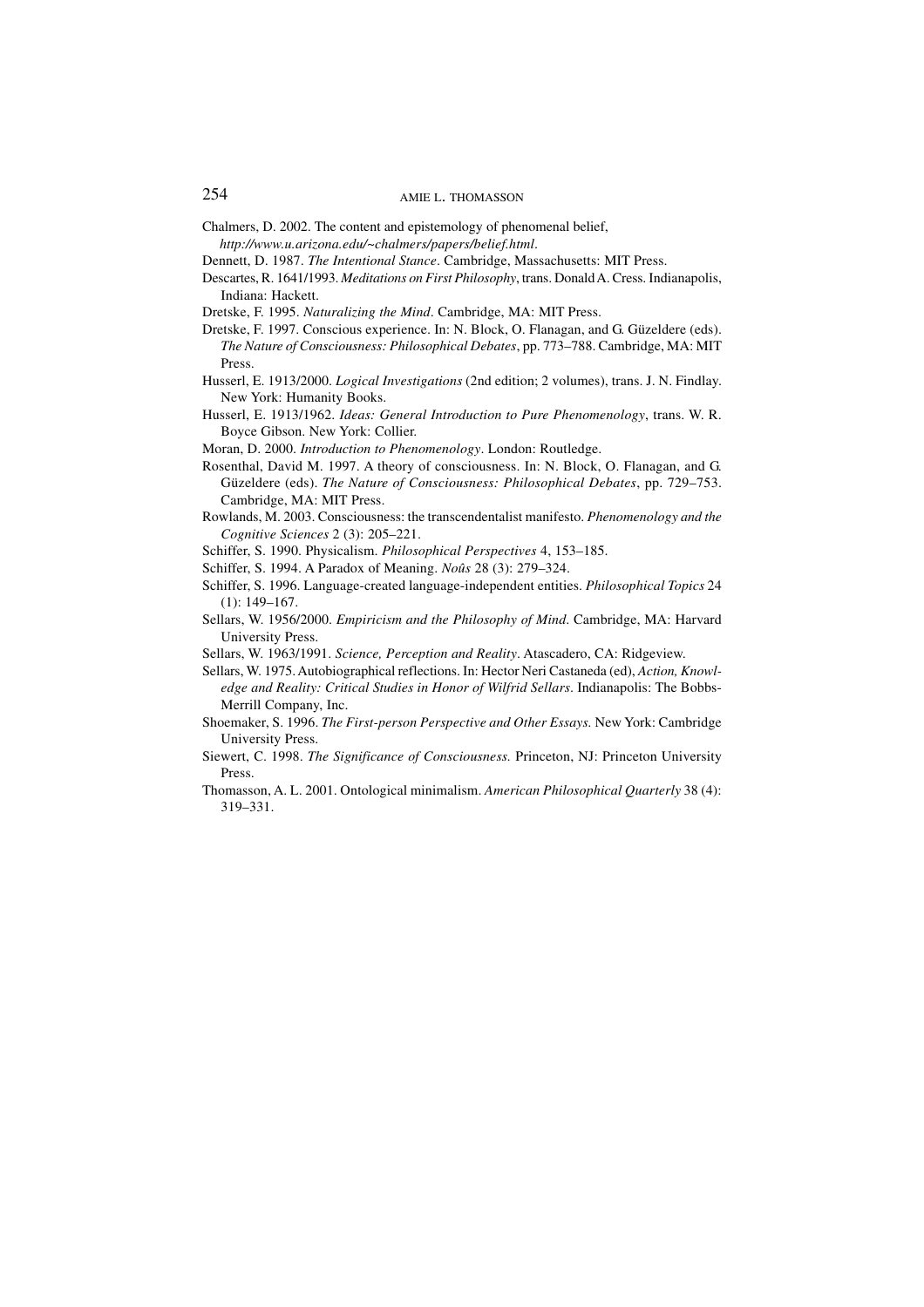Chalmers, D. 2002. The content and epistemology of phenomenal belief, *http://www.u.arizona.edu/~chalmers/papers/belief.html*.

Dennett, D. 1987. *The Intentional Stance*. Cambridge, Massachusetts: MIT Press.

Descartes, R. 1641/1993. *Meditations on First Philosophy*, trans. Donald A. Cress. Indianapolis, Indiana: Hackett.

Dretske, F. 1995. *Naturalizing the Mind*. Cambridge, MA: MIT Press.

Dretske, F. 1997. Conscious experience. In: N. Block, O. Flanagan, and G. Güzeldere (eds). *The Nature of Consciousness: Philosophical Debates*, pp. 773–788. Cambridge, MA: MIT Press.

Husserl, E. 1913/2000. *Logical Investigations* (2nd edition; 2 volumes), trans. J. N. Findlay. New York: Humanity Books.

Husserl, E. 1913/1962. *Ideas: General Introduction to Pure Phenomenology*, trans. W. R. Boyce Gibson. New York: Collier.

Moran, D. 2000. *Introduction to Phenomenology*. London: Routledge.

Rosenthal, David M. 1997. A theory of consciousness. In: N. Block, O. Flanagan, and G. Güzeldere (eds). *The Nature of Consciousness: Philosophical Debates*, pp. 729–753. Cambridge, MA: MIT Press.

Rowlands, M. 2003. Consciousness: the transcendentalist manifesto. *Phenomenology and the Cognitive Sciences* 2 (3): 205–221.

Schiffer, S. 1990. Physicalism. *Philosophical Perspectives* 4, 153–185.

Schiffer, S. 1994. A Paradox of Meaning. *Noûs* 28 (3): 279–324.

Schiffer, S. 1996. Language-created language-independent entities. *Philosophical Topics* 24 (1): 149–167.

Sellars, W. 1956/2000. *Empiricism and the Philosophy of Mind*. Cambridge, MA: Harvard University Press.

Sellars, W. 1963/1991. *Science, Perception and Reality*. Atascadero, CA: Ridgeview.

Sellars, W. 1975. Autobiographical reflections. In: Hector Neri Castaneda (ed), *Action, Knowledge and Reality: Critical Studies in Honor of Wilfrid Sellars*. Indianapolis: The Bobbs-Merrill Company, Inc.

Shoemaker, S. 1996. *The First-person Perspective and Other Essays.* New York: Cambridge University Press.

Siewert, C. 1998. *The Significance of Consciousness.* Princeton, NJ: Princeton University Press.

Thomasson, A. L. 2001. Ontological minimalism. *American Philosophical Quarterly* 38 (4): 319–331.